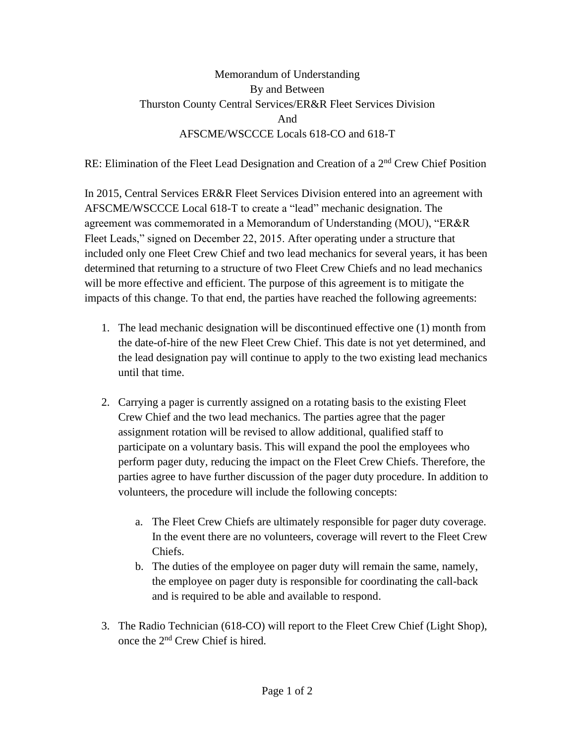Memorandum of Understanding
By and Between
Thurston County Central Services/ER&R Fleet Services Division
And
AFSCME/WSCCCE Locals 618-CO and 618-T

RE: Elimination of the Fleet Lead Designation and Creation of a 2nd Crew Chief Position

In 2015, Central Services ER&R Fleet Services Division entered into an agreement with AFSCME/WSCCCE Local 618-T to create a "lead" mechanic designation. The agreement was commemorated in a Memorandum of Understanding (MOU), "ER&R Fleet Leads," signed on December 22, 2015. After operating under a structure that included only one Fleet Crew Chief and two lead mechanics for several years, it has been determined that returning to a structure of two Fleet Crew Chiefs and no lead mechanics will be more effective and efficient. The purpose of this agreement is to mitigate the impacts of this change. To that end, the parties have reached the following agreements:

1. The lead mechanic designation will be discontinued effective one (1) month from the date-of-hire of the new Fleet Crew Chief. This date is not yet determined, and the lead designation pay will continue to apply to the two existing lead mechanics until that time.

2. Carrying a pager is currently assigned on a rotating basis to the existing Fleet Crew Chief and the two lead mechanics. The parties agree that the pager assignment rotation will be revised to allow additional, qualified staff to participate on a voluntary basis. This will expand the pool the employees who perform pager duty, reducing the impact on the Fleet Crew Chiefs. Therefore, the parties agree to have further discussion of the pager duty procedure. In addition to volunteers, the procedure will include the following concepts:

    a. The Fleet Crew Chiefs are ultimately responsible for pager duty coverage. In the event there are no volunteers, coverage will revert to the Fleet Crew Chiefs.
    b. The duties of the employee on pager duty will remain the same, namely, the employee on pager duty is responsible for coordinating the call-back and is required to be able and available to respond.

3. The Radio Technician (618-CO) will report to the Fleet Crew Chief (Light Shop), once the 2nd Crew Chief is hired.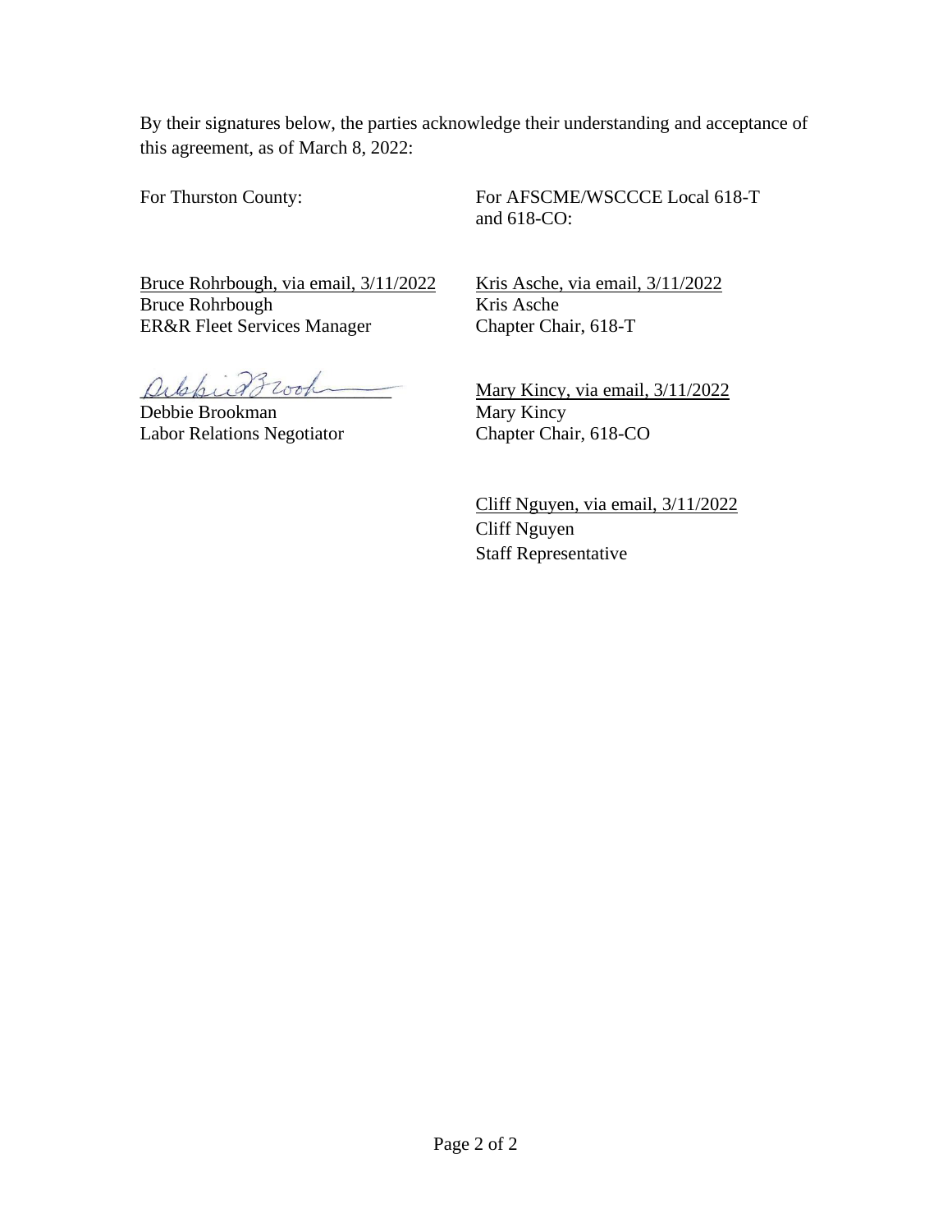By their signatures below, the parties acknowledge their understanding and acceptance of this agreement, as of March 8, 2022:

| | |
|---|---|
| For Thurston County: | For AFSCME/WSCCCE Local 618-T and 618-CO: |
| Bruce Rohrbough, via email, 3/11/2022<br>Bruce Rohrbough<br>ER&R Fleet Services Manager | Kris Asche, via email, 3/11/2022<br>Kris Asche<br>Chapter Chair, 618-T |
| Debbie Brookman<br>Labor Relations Negotiator | Mary Kincy, via email, 3/11/2022<br>Mary Kincy<br>Chapter Chair, 618-CO |
| | Cliff Nguyen, via email, 3/11/2022<br>Cliff Nguyen<br>Staff Representative |